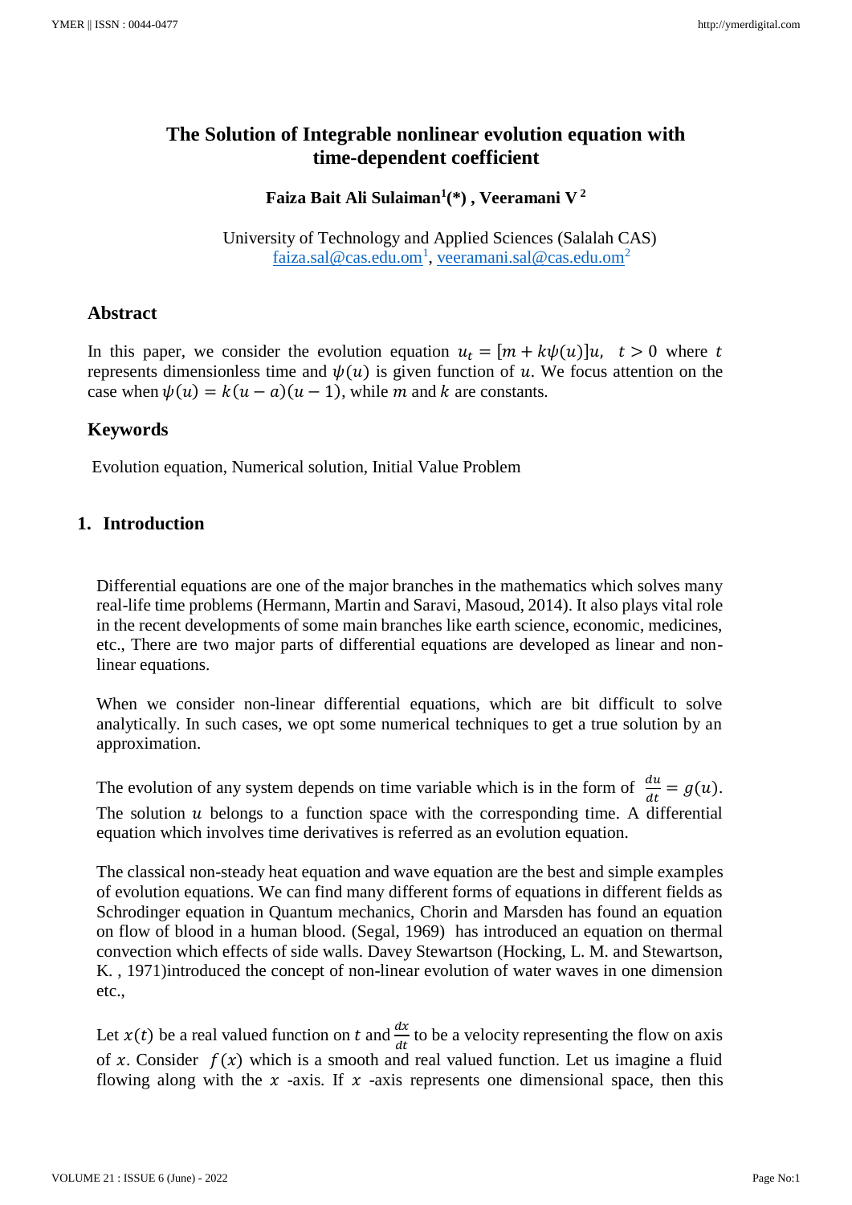# The Solution of Integrable nonlinear evolution equation with time-dependent coefficient

**Faiza Bait Ali Sulaiman[1](\*) , Veeramani V [2]**

University of Technology and Applied Sciences (Salalah CAS)
faiza.sal@cas.edu.om[1], veeramani.sal@cas.edu.om[2]

## Abstract

In this paper, we consider the evolution equation $u_t = [m + k\psi(u)]u, \quad t > 0$ where $t$ represents dimensionless time and $\psi(u)$ is given function of $u$. We focus attention on the case when $\psi(u) = k(u - a)(u - 1)$, while $m$ and $k$ are constants.

## Keywords

Evolution equation, Numerical solution, Initial Value Problem

## 1. Introduction

Differential equations are one of the major branches in the mathematics which solves many real-life time problems (Hermann, Martin and Saravi, Masoud, 2014). It also plays vital role in the recent developments of some main branches like earth science, economic, medicines, etc., There are two major parts of differential equations are developed as linear and non-linear equations.

When we consider non-linear differential equations, which are bit difficult to solve analytically. In such cases, we opt some numerical techniques to get a true solution by an approximation.

The evolution of any system depends on time variable which is in the form of $\frac{du}{dt} = g(u)$. The solution $u$ belongs to a function space with the corresponding time. A differential equation which involves time derivatives is referred as an evolution equation.

The classical non-steady heat equation and wave equation are the best and simple examples of evolution equations. We can find many different forms of equations in different fields as Schrodinger equation in Quantum mechanics, Chorin and Marsden has found an equation on flow of blood in a human blood. (Segal, 1969) has introduced an equation on thermal convection which effects of side walls. Davey Stewartson (Hocking, L. M. and Stewartson, K. , 1971)introduced the concept of non-linear evolution of water waves in one dimension etc.,

Let $x(t)$ be a real valued function on $t$ and $\frac{dx}{dt}$ to be a velocity representing the flow on axis of $x$. Consider $f(x)$ which is a smooth and real valued function. Let us imagine a fluid flowing along with the $x$ -axis. If $x$ -axis represents one dimensional space, then this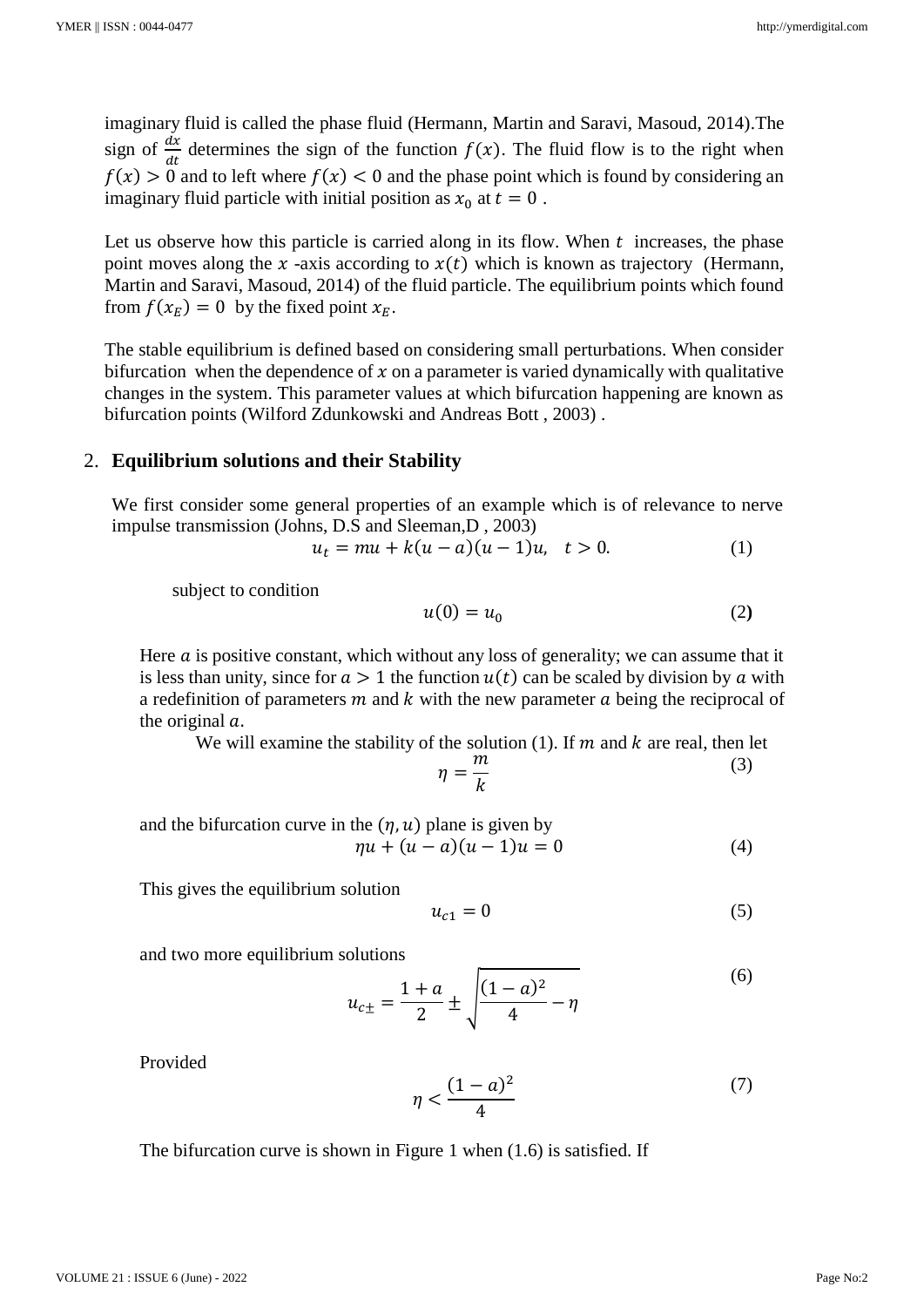imaginary fluid is called the phase fluid (Hermann, Martin and Saravi, Masoud, 2014).The sign of $\frac{dx}{dt}$ determines the sign of the function $f(x)$. The fluid flow is to the right when $f(x) > 0$ and to left where $f(x) < 0$ and the phase point which is found by considering an imaginary fluid particle with initial position as $x_0$ at $t = 0$ .

Let us observe how this particle is carried along in its flow. When $t$ increases, the phase point moves along the $x$ -axis according to $x(t)$ which is known as trajectory (Hermann, Martin and Saravi, Masoud, 2014) of the fluid particle. The equilibrium points which found from $f(x_E) = 0$ by the fixed point $x_E$.

The stable equilibrium is defined based on considering small perturbations. When consider bifurcation when the dependence of $x$ on a parameter is varied dynamically with qualitative changes in the system. This parameter values at which bifurcation happening are known as bifurcation points (Wilford Zdunkowski and Andreas Bott , 2003) .

## 2. Equilibrium solutions and their Stability

We first consider some general properties of an example which is of relevance to nerve impulse transmission (Johns, D.S and Sleeman,D , 2003)

$$u_t = mu + k(u-a)(u-1)u, \quad t > 0. \tag{1}$$

subject to condition

$$u(0) = u_0 \tag{2}$$

Here $a$ is positive constant, which without any loss of generality; we can assume that it is less than unity, since for $a > 1$ the function $u(t)$ can be scaled by division by $a$ with a redefinition of parameters $m$ and $k$ with the new parameter $a$ being the reciprocal of the original $a$.

We will examine the stability of the solution (1). If $m$ and $k$ are real, then let

$$\eta = \frac{m}{k} \tag{3}$$

and the bifurcation curve in the $(\eta, u)$ plane is given by

$$\eta u + (u-a)(u-1)u = 0 \tag{4}$$

This gives the equilibrium solution

$$u_{c1} = 0 \tag{5}$$

and two more equilibrium solutions

$$u_{c\pm} = \frac{1+a}{2} \pm \sqrt{\frac{(1-a)^2}{4} - \eta} \tag{6}$$

Provided

$$\eta < \frac{(1-a)^2}{4} \tag{7}$$

The bifurcation curve is shown in Figure 1 when (1.6) is satisfied. If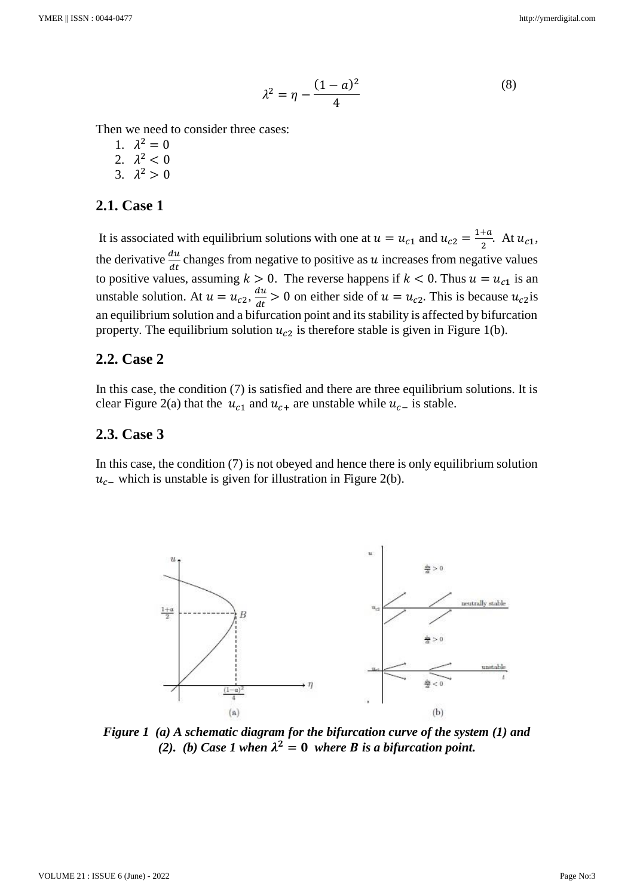$$\lambda^2 = \eta - \frac{(1-a)^2}{4} \tag{8}$$

Then we need to consider three cases:

1. $\lambda^2 = 0$
2. $\lambda^2 < 0$
3. $\lambda^2 > 0$

## 2.1. Case 1

It is associated with equilibrium solutions with one at $u = u_{c1}$ and $u_{c2} = \frac{1+a}{2}$. At $u_{c1}$, the derivative $\frac{du}{dt}$ changes from negative to positive as $u$ increases from negative values to positive values, assuming $k > 0$. The reverse happens if $k < 0$. Thus $u = u_{c1}$ is an unstable solution. At $u = u_{c2}$, $\frac{du}{dt} > 0$ on either side of $u = u_{c2}$. This is because $u_{c2}$is an equilibrium solution and a bifurcation point and its stability is affected by bifurcation property. The equilibrium solution $u_{c2}$ is therefore stable is given in Figure 1(b).

## 2.2. Case 2

In this case, the condition (7) is satisfied and there are three equilibrium solutions. It is clear Figure 2(a) that the $u_{c1}$ and $u_{c+}$ are unstable while $u_{c-}$ is stable.

## 2.3. Case 3

In this case, the condition (7) is not obeyed and hence there is only equilibrium solution $u_{c-}$ which is unstable is given for illustration in Figure 2(b).

***Figure 1 (a) A schematic diagram for the bifurcation curve of the system (1) and (2). (b) Case 1 when $\lambda^2 = 0$ where $B$ is a bifurcation point.***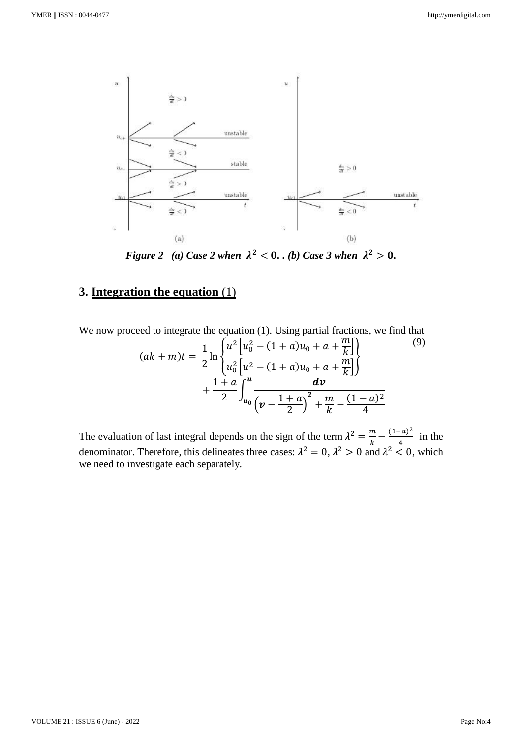***Figure 2 (a) Case 2 when $\lambda^2 < 0$. . (b) Case 3 when $\lambda^2 > 0$.***

## 3. Integration the equation (1)

We now proceed to integrate the equation (1). Using partial fractions, we find that

$$(ak + m)t = \frac{1}{2}\ln\left\{\frac{u^2\left[u_0^2 - (1+a)u_0 + a + \frac{m}{k}\right]}{u_0^2\left[u^2 - (1+a)u_0 + a + \frac{m}{k}\right]}\right\} + \frac{1+a}{2}\int_{u_0}^{u}\frac{dv}{\left(v - \frac{1+a}{2}\right)^2 + \frac{m}{k} - \frac{(1-a)^2}{4}} \tag{9}$$

The evaluation of last integral depends on the sign of the term $\lambda^2 = \frac{m}{k} - \frac{(1-a)^2}{4}$ in the denominator. Therefore, this delineates three cases: $\lambda^2 = 0$, $\lambda^2 > 0$ and $\lambda^2 < 0$, which we need to investigate each separately.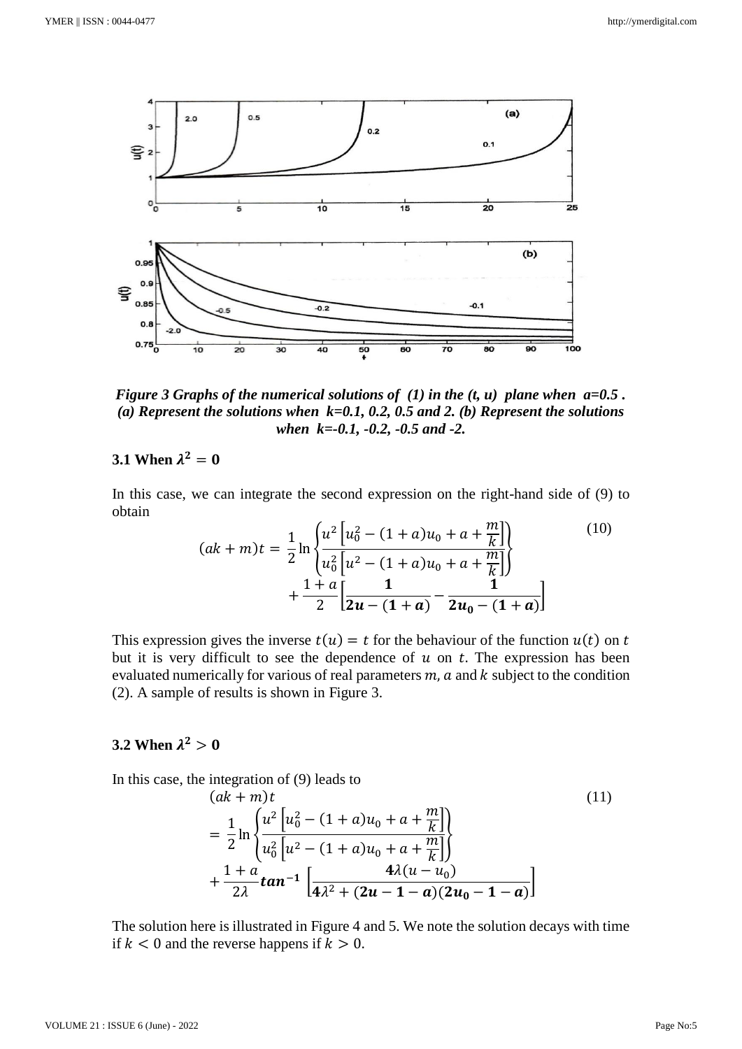*Figure 3 Graphs of the numerical solutions of (1) in the (t, u) plane when a=0.5 . (a) Represent the solutions when k=0.1, 0.2, 0.5 and 2. (b) Represent the solutions when k=-0.1, -0.2, -0.5 and -2.*

### 3.1 When $\lambda^2 = 0$

In this case, we can integrate the second expression on the right-hand side of (9) to obtain

$$(ak+m)t = \frac{1}{2}\ln\left\{\frac{u^2\left[u_0^2-(1+a)u_0+a+\frac{m}{k}\right]}{u_0^2\left[u^2-(1+a)u_0+a+\frac{m}{k}\right]}\right\} + \frac{1+a}{2}\left[\frac{\mathbf{1}}{\mathbf{2u-(1+a)}}-\frac{\mathbf{1}}{\mathbf{2u_0-(1+a)}}\right] \tag{10}$$

This expression gives the inverse $t(u) = t$ for the behaviour of the function $u(t)$ on $t$ but it is very difficult to see the dependence of $u$ on $t$. The expression has been evaluated numerically for various of real parameters $m$, $a$ and $k$ subject to the condition (2). A sample of results is shown in Figure 3.

### 3.2 When $\lambda^2 > 0$

In this case, the integration of (9) leads to

$$(ak+m)t = \frac{1}{2}\ln\left\{\frac{u^2\left[u_0^2-(1+a)u_0+a+\frac{m}{k}\right]}{u_0^2\left[u^2-(1+a)u_0+a+\frac{m}{k}\right]}\right\} + \frac{1+a}{2\lambda}\boldsymbol{tan^{-1}}\left[\frac{\mathbf{4}\lambda(u-u_0)}{\mathbf{4}\lambda^2+(\mathbf{2u-1-a})(\mathbf{2u_0-1-a})}\right] \tag{11}$$

The solution here is illustrated in Figure 4 and 5. We note the solution decays with time if $k < 0$ and the reverse happens if $k > 0$.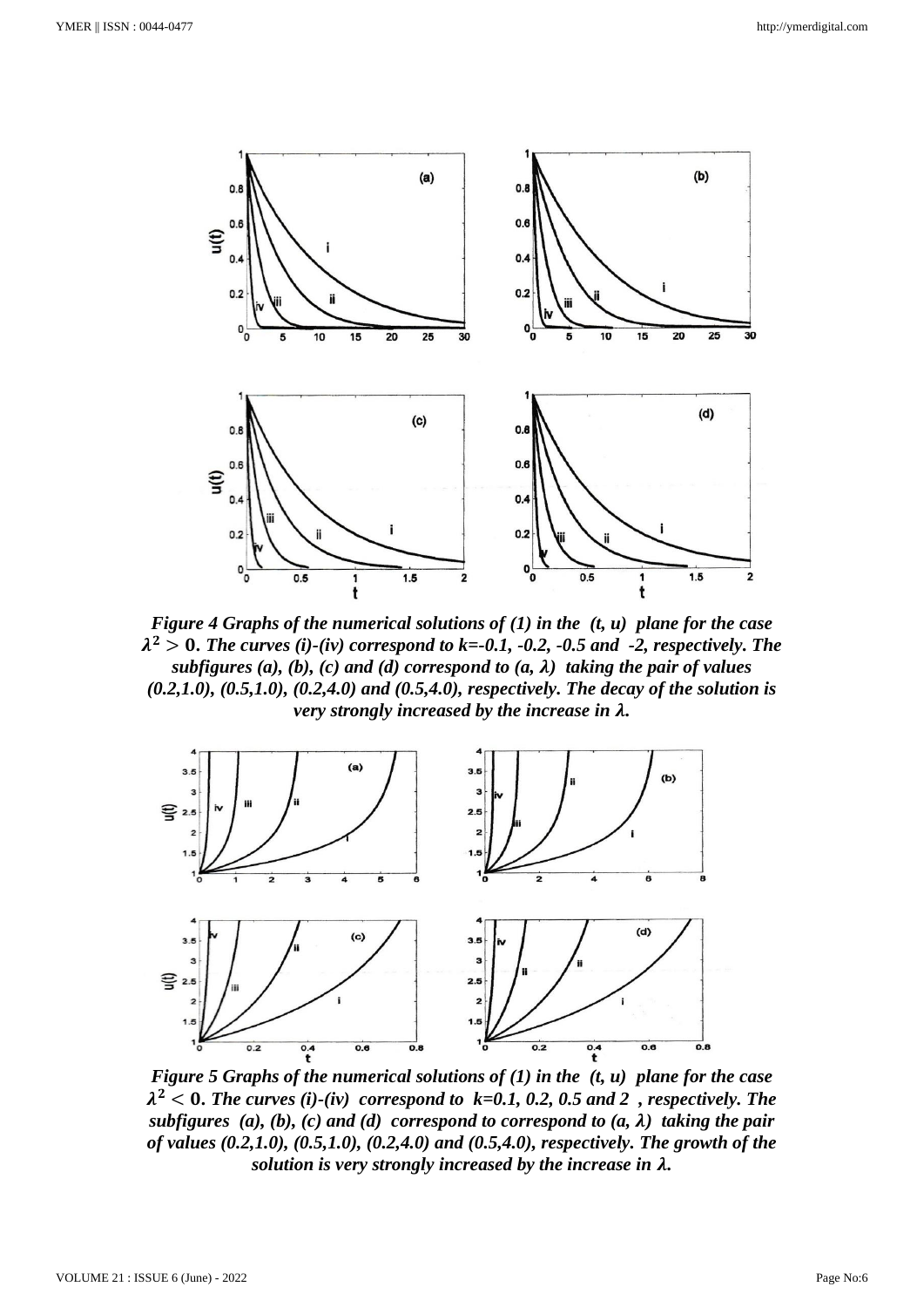*Figure 4 Graphs of the numerical solutions of (1) in the (t, u) plane for the case $\lambda^2 > 0$. The curves (i)-(iv) correspond to k=-0.1, -0.2, -0.5 and -2, respectively. The subfigures (a), (b), (c) and (d) correspond to (a, $\lambda$) taking the pair of values (0.2,1.0), (0.5,1.0), (0.2,4.0) and (0.5,4.0), respectively. The decay of the solution is very strongly increased by the increase in $\lambda$.*

*Figure 5 Graphs of the numerical solutions of (1) in the (t, u) plane for the case $\lambda^2 < 0$. The curves (i)-(iv) correspond to k=0.1, 0.2, 0.5 and 2 , respectively. The subfigures (a), (b), (c) and (d) correspond to correspond to (a, $\lambda$) taking the pair of values (0.2,1.0), (0.5,1.0), (0.2,4.0) and (0.5,4.0), respectively. The growth of the solution is very strongly increased by the increase in $\lambda$.*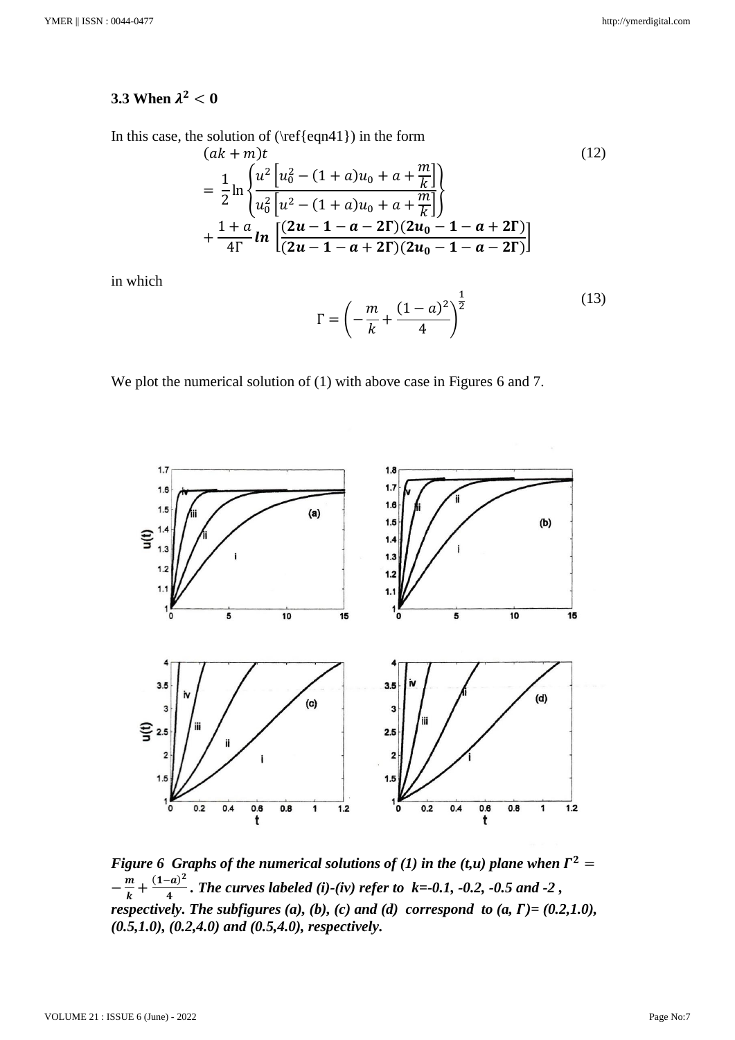### 3.3 When $\lambda^2 < 0$

In this case, the solution of (\ref{eqn41}) in the form

$$(ak+m)t = \frac{1}{2}\ln\left\{\frac{u^2\left[u_0^2-(1+a)u_0+a+\frac{m}{k}\right]}{u_0^2\left[u^2-(1+a)u_0+a+\frac{m}{k}\right]}\right\} + \frac{1+a}{4\Gamma}\boldsymbol{ln}\left[\frac{(\boldsymbol{2u-1-a-2\Gamma})(\boldsymbol{2u_0-1-a+2\Gamma})}{(\boldsymbol{2u-1-a+2\Gamma})(\boldsymbol{2u_0-1-a-2\Gamma})}\right] \tag{12}$$

in which

$$\Gamma = \left(-\frac{m}{k}+\frac{(1-a)^2}{4}\right)^{\frac{1}{2}} \tag{13}$$

We plot the numerical solution of (1) with above case in Figures 6 and 7.

***Figure 6 Graphs of the numerical solutions of (1) in the (t,u) plane when $\boldsymbol{\Gamma^2 = -\frac{m}{k}+\frac{(1-a)^2}{4}}$. The curves labeled (i)-(iv) refer to k=-0.1, -0.2, -0.5 and -2 , respectively. The subfigures (a), (b), (c) and (d) correspond to (a, Γ)= (0.2,1.0), (0.5,1.0), (0.2,4.0) and (0.5,4.0), respectively.***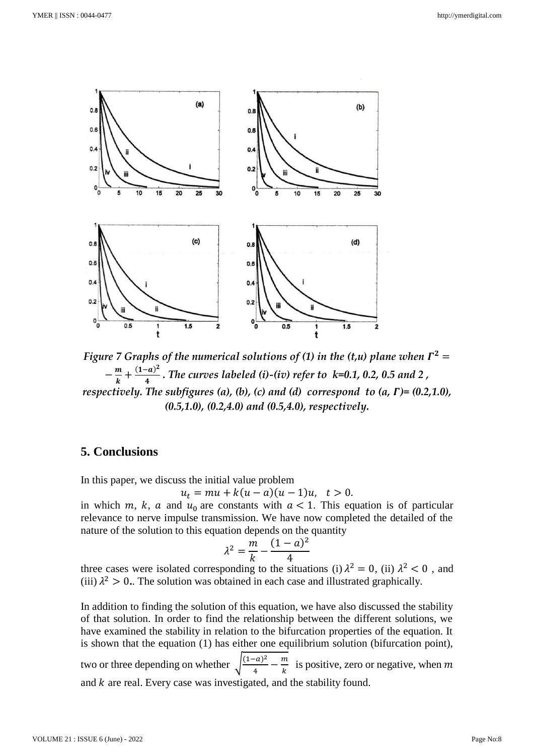*Figure 7 Graphs of the numerical solutions of (1) in the (t,u) plane when $\Gamma^2 = -\frac{m}{k} + \frac{(1-a)^2}{4}$. The curves labeled (i)-(iv) refer to k=0.1, 0.2, 0.5 and 2 , respectively. The subfigures (a), (b), (c) and (d) correspond to (a, Γ)= (0.2,1.0), (0.5,1.0), (0.2,4.0) and (0.5,4.0), respectively.*

## 5. Conclusions

In this paper, we discuss the initial value problem

$$u_t = mu + k(u-a)(u-1)u, \quad t > 0.$$

in which $m$, $k$, $a$ and $u_0$ are constants with $a < 1$. This equation is of particular relevance to nerve impulse transmission. We have now completed the detailed of the nature of the solution to this equation depends on the quantity

$$\lambda^2 = \frac{m}{k} - \frac{(1-a)^2}{4}$$

three cases were isolated corresponding to the situations (i) $\lambda^2 = 0$, (ii) $\lambda^2 < 0$ , and (iii) $\lambda^2 > 0$.. The solution was obtained in each case and illustrated graphically.

In addition to finding the solution of this equation, we have also discussed the stability of that solution. In order to find the relationship between the different solutions, we have examined the stability in relation to the bifurcation properties of the equation. It is shown that the equation (1) has either one equilibrium solution (bifurcation point), two or three depending on whether $\sqrt{\frac{(1-a)^2}{4} - \frac{m}{k}}$ is positive, zero or negative, when $m$ and $k$ are real. Every case was investigated, and the stability found.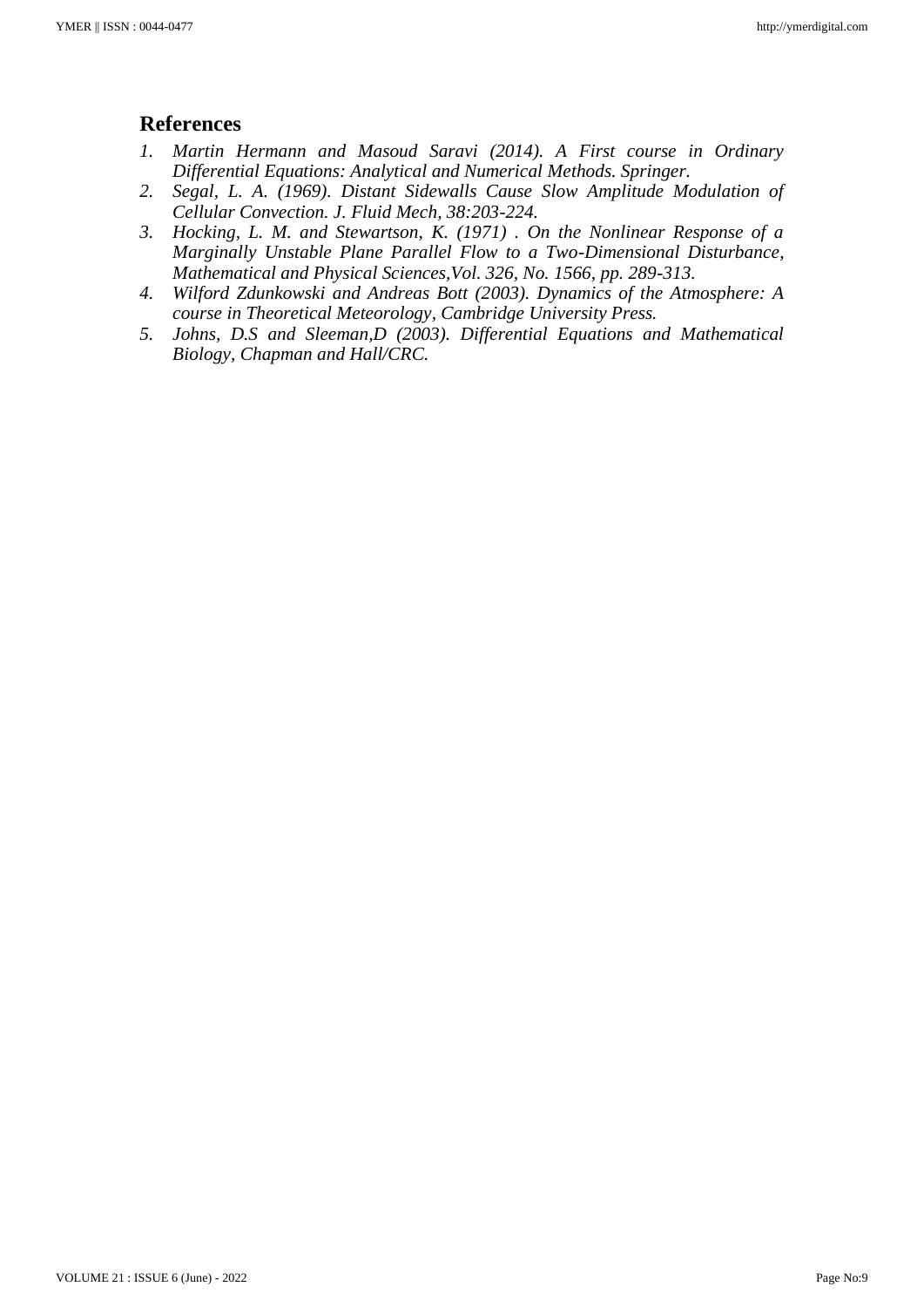## References

1. *Martin Hermann and Masoud Saravi (2014). A First course in Ordinary Differential Equations: Analytical and Numerical Methods. Springer.*
2. *Segal, L. A. (1969). Distant Sidewalls Cause Slow Amplitude Modulation of Cellular Convection. J. Fluid Mech, 38:203-224.*
3. *Hocking, L. M. and Stewartson, K. (1971) . On the Nonlinear Response of a Marginally Unstable Plane Parallel Flow to a Two-Dimensional Disturbance, Mathematical and Physical Sciences,Vol. 326, No. 1566, pp. 289-313.*
4. *Wilford Zdunkowski and Andreas Bott (2003). Dynamics of the Atmosphere: A course in Theoretical Meteorology, Cambridge University Press.*
5. *Johns, D.S and Sleeman,D (2003). Differential Equations and Mathematical Biology, Chapman and Hall/CRC.*